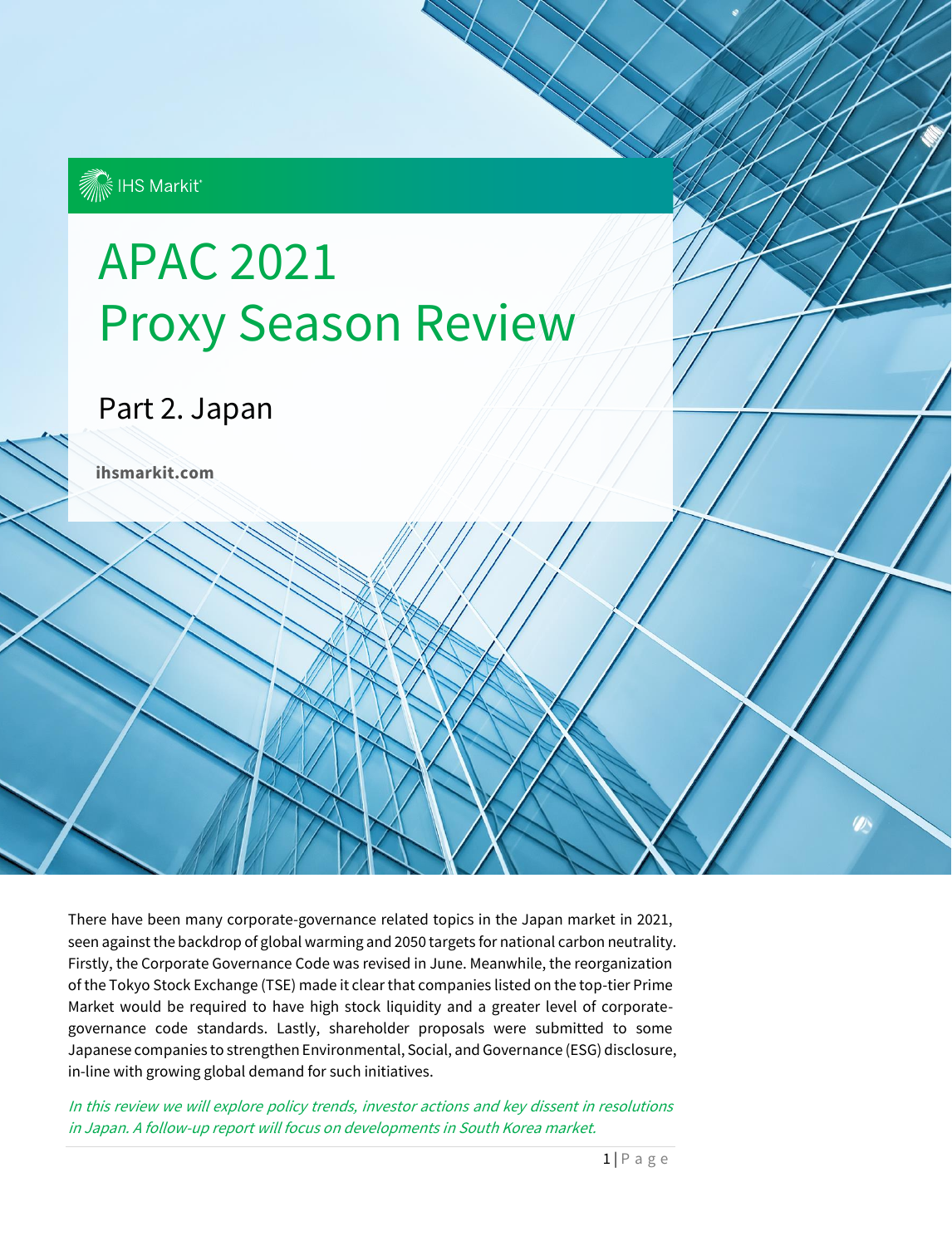IHS Markit

# APAC 2021 Proxy Season Review

## Part 2. Japan

**ihsmarkit.com**

There have been many corporate-governance related topics in the Japan market in 2021, seen against the backdrop of global warming and 2050 targets for national carbon neutrality. Firstly, the Corporate Governance Code was revised in June. Meanwhile, the reorganization of the Tokyo Stock Exchange (TSE) made it clear that companies listed on the top-tier Prime Market would be required to have high stock liquidity and a greater level of corporate-governance code standards. Lastly, shareholder proposals were submitted to some Japanese companies to strengthen Environmental, Social, and Governance (ESG) disclosure, in-line with growing global demand for such initiatives.

*In this review we will explore policy trends, investor actions and key dissent in resolutions in Japan. A follow-up report will focus on developments in South Korea market.*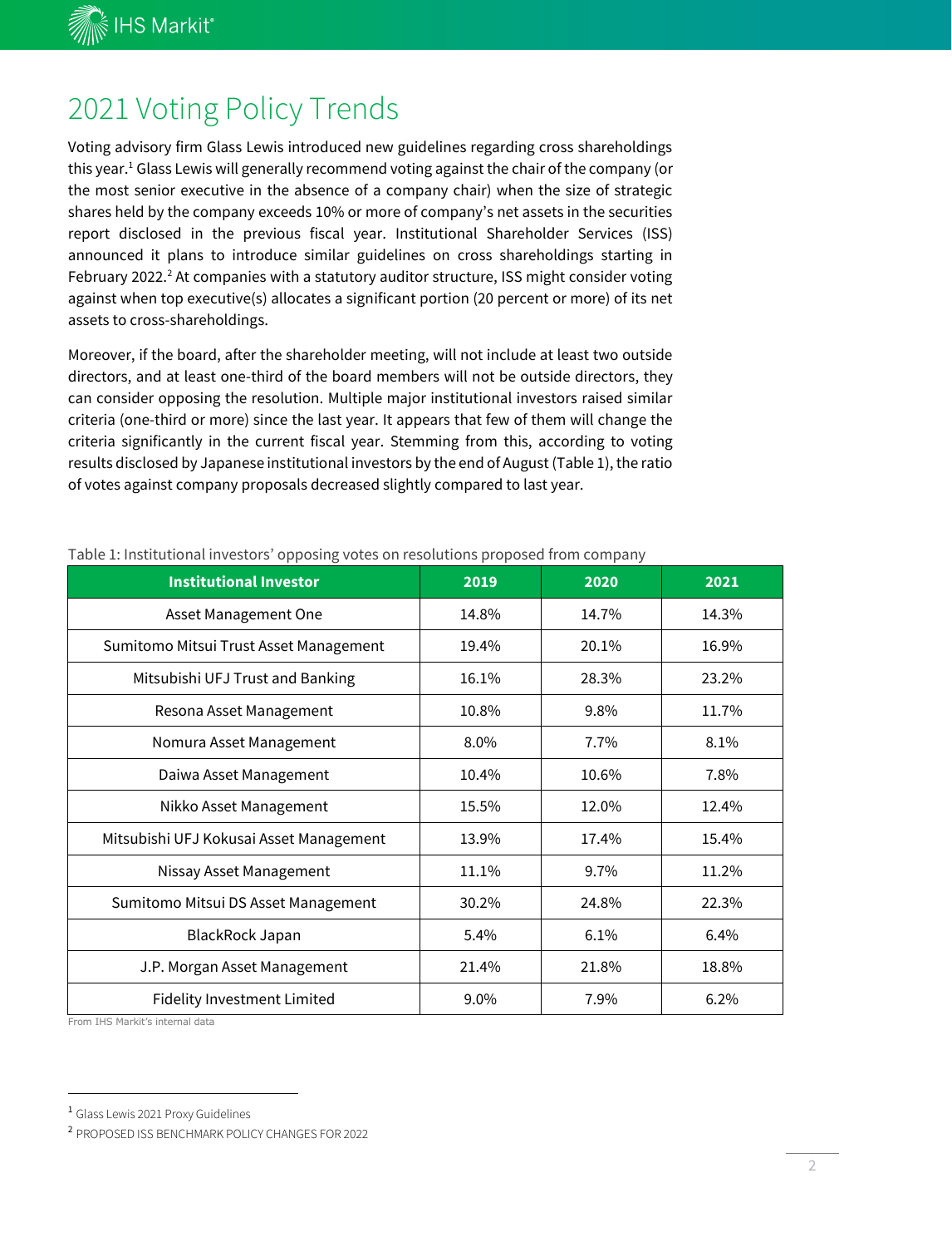# 2021 Voting Policy Trends

Voting advisory firm Glass Lewis introduced new guidelines regarding cross shareholdings this year.[1] Glass Lewis will generally recommend voting against the chair of the company (or the most senior executive in the absence of a company chair) when the size of strategic shares held by the company exceeds 10% or more of company's net assets in the securities report disclosed in the previous fiscal year. Institutional Shareholder Services (ISS) announced it plans to introduce similar guidelines on cross shareholdings starting in February 2022.[2] At companies with a statutory auditor structure, ISS might consider voting against when top executive(s) allocates a significant portion (20 percent or more) of its net assets to cross-shareholdings.

Moreover, if the board, after the shareholder meeting, will not include at least two outside directors, and at least one-third of the board members will not be outside directors, they can consider opposing the resolution. Multiple major institutional investors raised similar criteria (one-third or more) since the last year. It appears that few of them will change the criteria significantly in the current fiscal year. Stemming from this, according to voting results disclosed by Japanese institutional investors by the end of August (Table 1), the ratio of votes against company proposals decreased slightly compared to last year.

Table 1: Institutional investors' opposing votes on resolutions proposed from company

| Institutional Investor | 2019 | 2020 | 2021 |
|---|---|---|---|
| Asset Management One | 14.8% | 14.7% | 14.3% |
| Sumitomo Mitsui Trust Asset Management | 19.4% | 20.1% | 16.9% |
| Mitsubishi UFJ Trust and Banking | 16.1% | 28.3% | 23.2% |
| Resona Asset Management | 10.8% | 9.8% | 11.7% |
| Nomura Asset Management | 8.0% | 7.7% | 8.1% |
| Daiwa Asset Management | 10.4% | 10.6% | 7.8% |
| Nikko Asset Management | 15.5% | 12.0% | 12.4% |
| Mitsubishi UFJ Kokusai Asset Management | 13.9% | 17.4% | 15.4% |
| Nissay Asset Management | 11.1% | 9.7% | 11.2% |
| Sumitomo Mitsui DS Asset Management | 30.2% | 24.8% | 22.3% |
| BlackRock Japan | 5.4% | 6.1% | 6.4% |
| J.P. Morgan Asset Management | 21.4% | 21.8% | 18.8% |
| Fidelity Investment Limited | 9.0% | 7.9% | 6.2% |

From IHS Markit's internal data

[1] Glass Lewis 2021 Proxy Guidelines

[2] PROPOSED ISS BENCHMARK POLICY CHANGES FOR 2022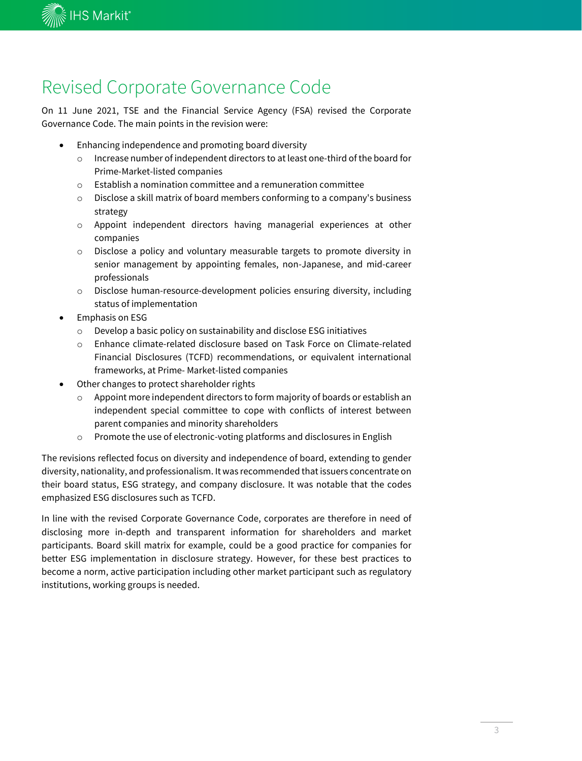# Revised Corporate Governance Code

On 11 June 2021, TSE and the Financial Service Agency (FSA) revised the Corporate Governance Code. The main points in the revision were:

- Enhancing independence and promoting board diversity
  - Increase number of independent directors to at least one-third of the board for Prime-Market-listed companies
  - Establish a nomination committee and a remuneration committee
  - Disclose a skill matrix of board members conforming to a company's business strategy
  - Appoint independent directors having managerial experiences at other companies
  - Disclose a policy and voluntary measurable targets to promote diversity in senior management by appointing females, non-Japanese, and mid-career professionals
  - Disclose human-resource-development policies ensuring diversity, including status of implementation
- Emphasis on ESG
  - Develop a basic policy on sustainability and disclose ESG initiatives
  - Enhance climate-related disclosure based on Task Force on Climate-related Financial Disclosures (TCFD) recommendations, or equivalent international frameworks, at Prime- Market-listed companies
- Other changes to protect shareholder rights
  - Appoint more independent directors to form majority of boards or establish an independent special committee to cope with conflicts of interest between parent companies and minority shareholders
  - Promote the use of electronic-voting platforms and disclosures in English

The revisions reflected focus on diversity and independence of board, extending to gender diversity, nationality, and professionalism. It was recommended that issuers concentrate on their board status, ESG strategy, and company disclosure. It was notable that the codes emphasized ESG disclosures such as TCFD.

In line with the revised Corporate Governance Code, corporates are therefore in need of disclosing more in-depth and transparent information for shareholders and market participants. Board skill matrix for example, could be a good practice for companies for better ESG implementation in disclosure strategy. However, for these best practices to become a norm, active participation including other market participant such as regulatory institutions, working groups is needed.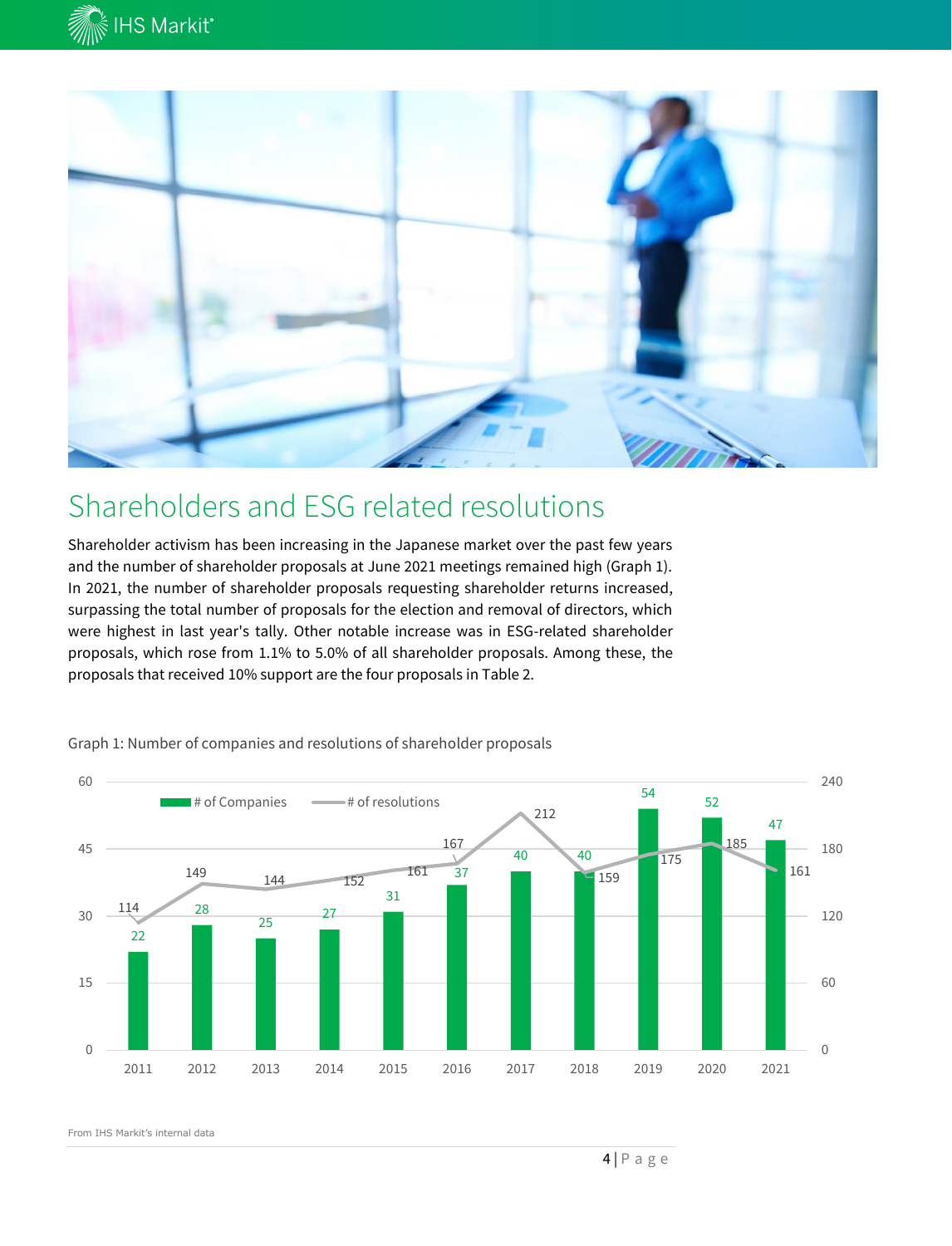# Shareholders and ESG related resolutions

Shareholder activism has been increasing in the Japanese market over the past few years and the number of shareholder proposals at June 2021 meetings remained high (Graph 1). In 2021, the number of shareholder proposals requesting shareholder returns increased, surpassing the total number of proposals for the election and removal of directors, which were highest in last year's tally. Other notable increase was in ESG-related shareholder proposals, which rose from 1.1% to 5.0% of all shareholder proposals. Among these, the proposals that received 10% support are the four proposals in Table 2.

Graph 1: Number of companies and resolutions of shareholder proposals

| Year | # of Companies | # of resolutions |
|---|---|---|
| 2011 | 22 | 114 |
| 2012 | 28 | 149 |
| 2013 | 25 | 144 |
| 2014 | 27 | 152 |
| 2015 | 31 | 161 |
| 2016 | 37 | 167 |
| 2017 | 40 | 212 |
| 2018 | 40 | 159 |
| 2019 | 54 | 175 |
| 2020 | 52 | 185 |
| 2021 | 47 | 161 |

From IHS Markit's internal data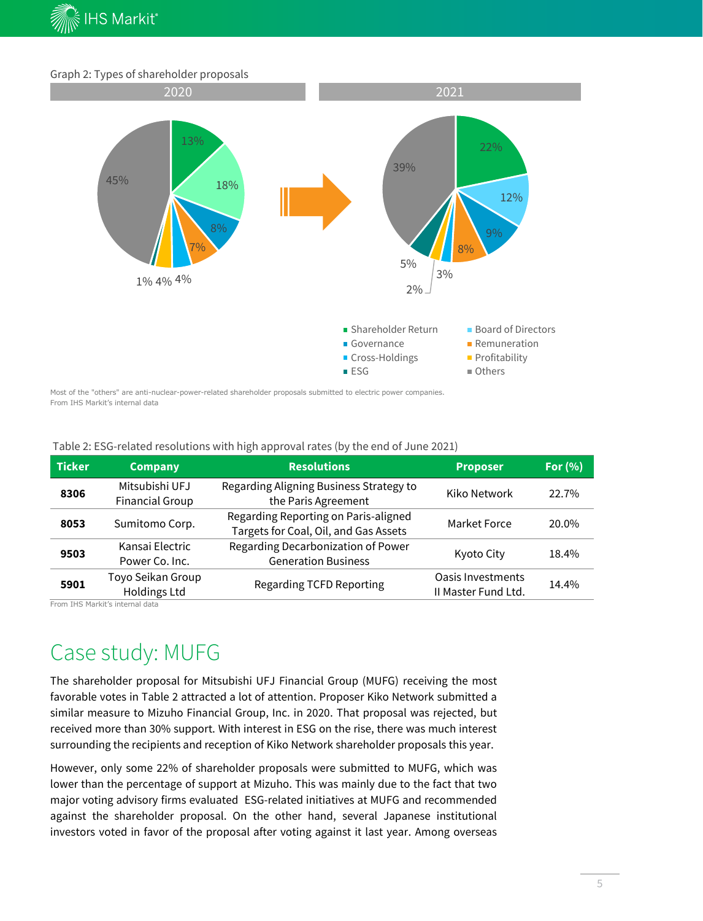Graph 2: Types of shareholder proposals

2020 → 2021

| Type | 2020 | 2021 |
|---|---|---|
| Shareholder Return | 13% | 22% |
| Board of Directors | 18% | 12% |
| Governance | 8% | 9% |
| Remuneration | 7% | 8% |
| Cross-Holdings | 4% | 3% |
| Profitability | 4% | 2% |
| ESG | 1% | 5% |
| Others | 45% | 39% |

Most of the "others" are anti-nuclear-power-related shareholder proposals submitted to electric power companies.
From IHS Markit's internal data

Table 2: ESG-related resolutions with high approval rates (by the end of June 2021)

| Ticker | Company | Resolutions | Proposer | For (%) |
|---|---|---|---|---|
| **8306** | Mitsubishi UFJ Financial Group | Regarding Aligning Business Strategy to the Paris Agreement | Kiko Network | 22.7% |
| **8053** | Sumitomo Corp. | Regarding Reporting on Paris-aligned Targets for Coal, Oil, and Gas Assets | Market Force | 20.0% |
| **9503** | Kansai Electric Power Co. Inc. | Regarding Decarbonization of Power Generation Business | Kyoto City | 18.4% |
| **5901** | Toyo Seikan Group Holdings Ltd | Regarding TCFD Reporting | Oasis Investments II Master Fund Ltd. | 14.4% |

From IHS Markit's internal data

# Case study: MUFG

The shareholder proposal for Mitsubishi UFJ Financial Group (MUFG) receiving the most favorable votes in Table 2 attracted a lot of attention. Proposer Kiko Network submitted a similar measure to Mizuho Financial Group, Inc. in 2020. That proposal was rejected, but received more than 30% support. With interest in ESG on the rise, there was much interest surrounding the recipients and reception of Kiko Network shareholder proposals this year.

However, only some 22% of shareholder proposals were submitted to MUFG, which was lower than the percentage of support at Mizuho. This was mainly due to the fact that two major voting advisory firms evaluated ESG-related initiatives at MUFG and recommended against the shareholder proposal. On the other hand, several Japanese institutional investors voted in favor of the proposal after voting against it last year. Among overseas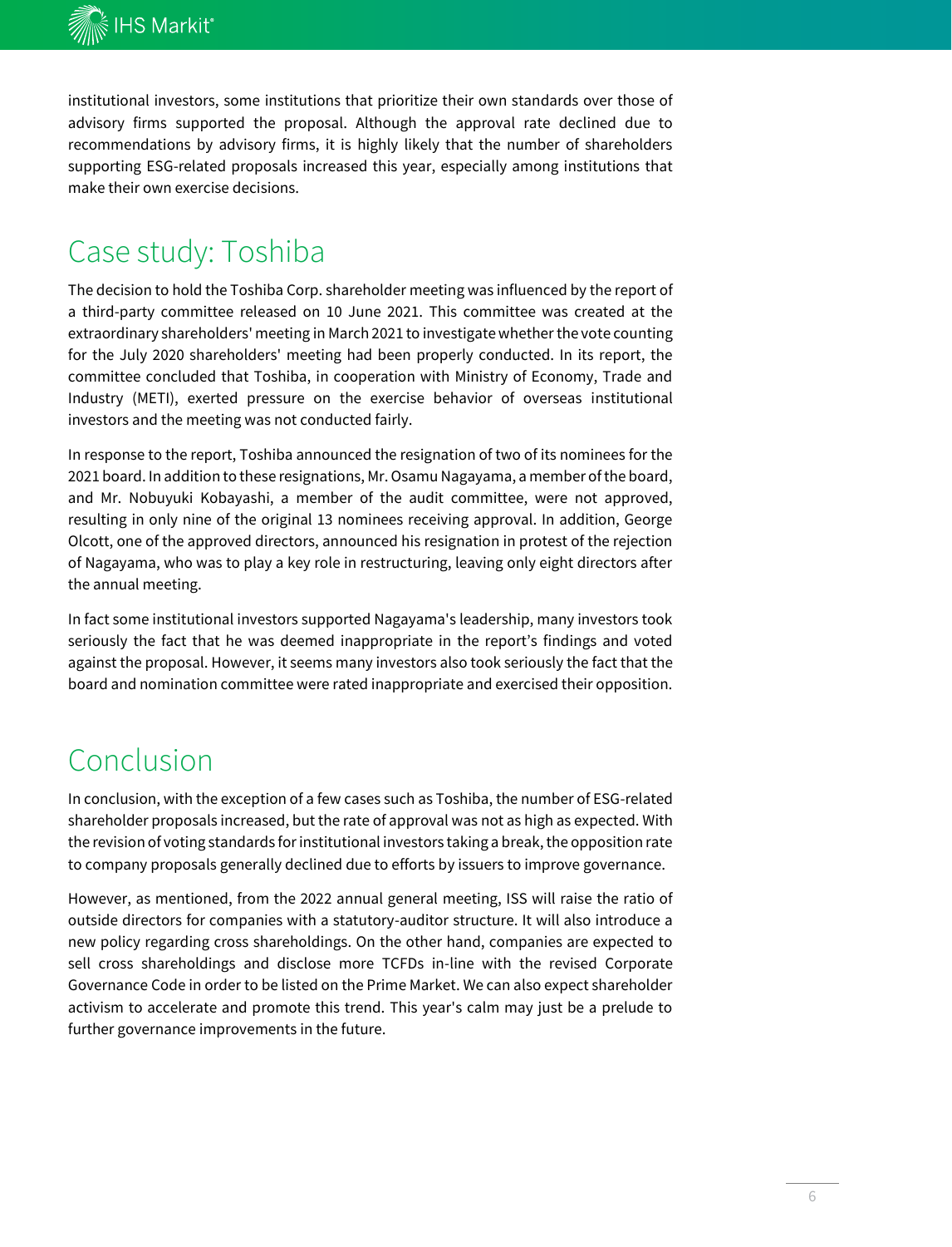institutional investors, some institutions that prioritize their own standards over those of advisory firms supported the proposal. Although the approval rate declined due to recommendations by advisory firms, it is highly likely that the number of shareholders supporting ESG-related proposals increased this year, especially among institutions that make their own exercise decisions.

## Case study: Toshiba

The decision to hold the Toshiba Corp. shareholder meeting was influenced by the report of a third-party committee released on 10 June 2021. This committee was created at the extraordinary shareholders' meeting in March 2021 to investigate whether the vote counting for the July 2020 shareholders' meeting had been properly conducted. In its report, the committee concluded that Toshiba, in cooperation with Ministry of Economy, Trade and Industry (METI), exerted pressure on the exercise behavior of overseas institutional investors and the meeting was not conducted fairly.

In response to the report, Toshiba announced the resignation of two of its nominees for the 2021 board. In addition to these resignations, Mr. Osamu Nagayama, a member of the board, and Mr. Nobuyuki Kobayashi, a member of the audit committee, were not approved, resulting in only nine of the original 13 nominees receiving approval. In addition, George Olcott, one of the approved directors, announced his resignation in protest of the rejection of Nagayama, who was to play a key role in restructuring, leaving only eight directors after the annual meeting.

In fact some institutional investors supported Nagayama's leadership, many investors took seriously the fact that he was deemed inappropriate in the report's findings and voted against the proposal. However, it seems many investors also took seriously the fact that the board and nomination committee were rated inappropriate and exercised their opposition.

## Conclusion

In conclusion, with the exception of a few cases such as Toshiba, the number of ESG-related shareholder proposals increased, but the rate of approval was not as high as expected. With the revision of voting standards for institutional investors taking a break, the opposition rate to company proposals generally declined due to efforts by issuers to improve governance.

However, as mentioned, from the 2022 annual general meeting, ISS will raise the ratio of outside directors for companies with a statutory-auditor structure. It will also introduce a new policy regarding cross shareholdings. On the other hand, companies are expected to sell cross shareholdings and disclose more TCFDs in-line with the revised Corporate Governance Code in order to be listed on the Prime Market. We can also expect shareholder activism to accelerate and promote this trend. This year's calm may just be a prelude to further governance improvements in the future.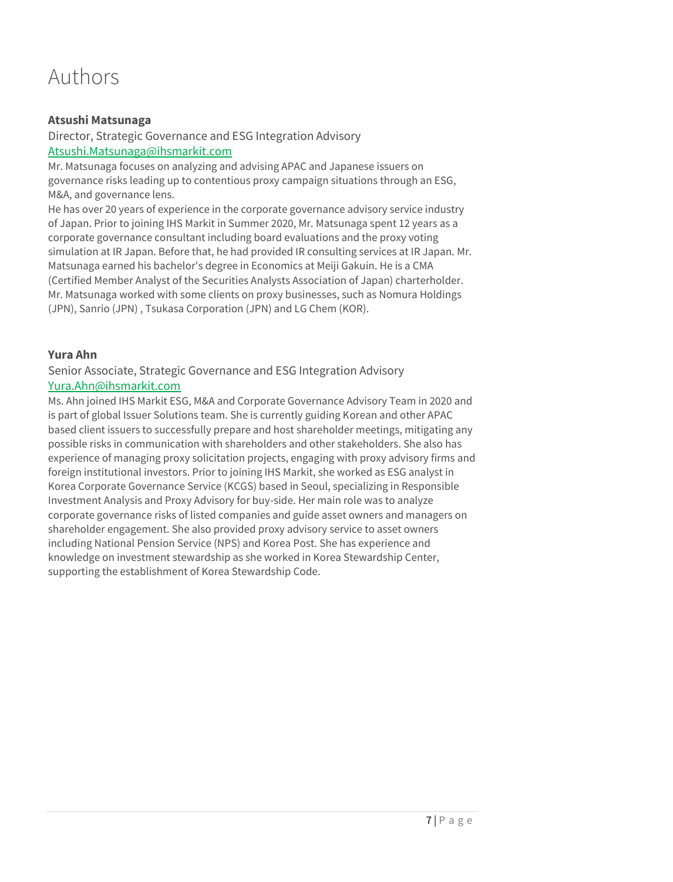# Authors

**Atsushi Matsunaga**

Director, Strategic Governance and ESG Integration Advisory

Atsushi.Matsunaga@ihsmarkit.com

Mr. Matsunaga focuses on analyzing and advising APAC and Japanese issuers on governance risks leading up to contentious proxy campaign situations through an ESG, M&A, and governance lens.

He has over 20 years of experience in the corporate governance advisory service industry of Japan. Prior to joining IHS Markit in Summer 2020, Mr. Matsunaga spent 12 years as a corporate governance consultant including board evaluations and the proxy voting simulation at IR Japan. Before that, he had provided IR consulting services at IR Japan. Mr. Matsunaga earned his bachelor's degree in Economics at Meiji Gakuin. He is a CMA (Certified Member Analyst of the Securities Analysts Association of Japan) charterholder. Mr. Matsunaga worked with some clients on proxy businesses, such as Nomura Holdings (JPN), Sanrio (JPN) , Tsukasa Corporation (JPN) and LG Chem (KOR).

**Yura Ahn**

Senior Associate, Strategic Governance and ESG Integration Advisory

Yura.Ahn@ihsmarkit.com

Ms. Ahn joined IHS Markit ESG, M&A and Corporate Governance Advisory Team in 2020 and is part of global Issuer Solutions team. She is currently guiding Korean and other APAC based client issuers to successfully prepare and host shareholder meetings, mitigating any possible risks in communication with shareholders and other stakeholders. She also has experience of managing proxy solicitation projects, engaging with proxy advisory firms and foreign institutional investors. Prior to joining IHS Markit, she worked as ESG analyst in Korea Corporate Governance Service (KCGS) based in Seoul, specializing in Responsible Investment Analysis and Proxy Advisory for buy-side. Her main role was to analyze corporate governance risks of listed companies and guide asset owners and managers on shareholder engagement. She also provided proxy advisory service to asset owners including National Pension Service (NPS) and Korea Post. She has experience and knowledge on investment stewardship as she worked in Korea Stewardship Center, supporting the establishment of Korea Stewardship Code.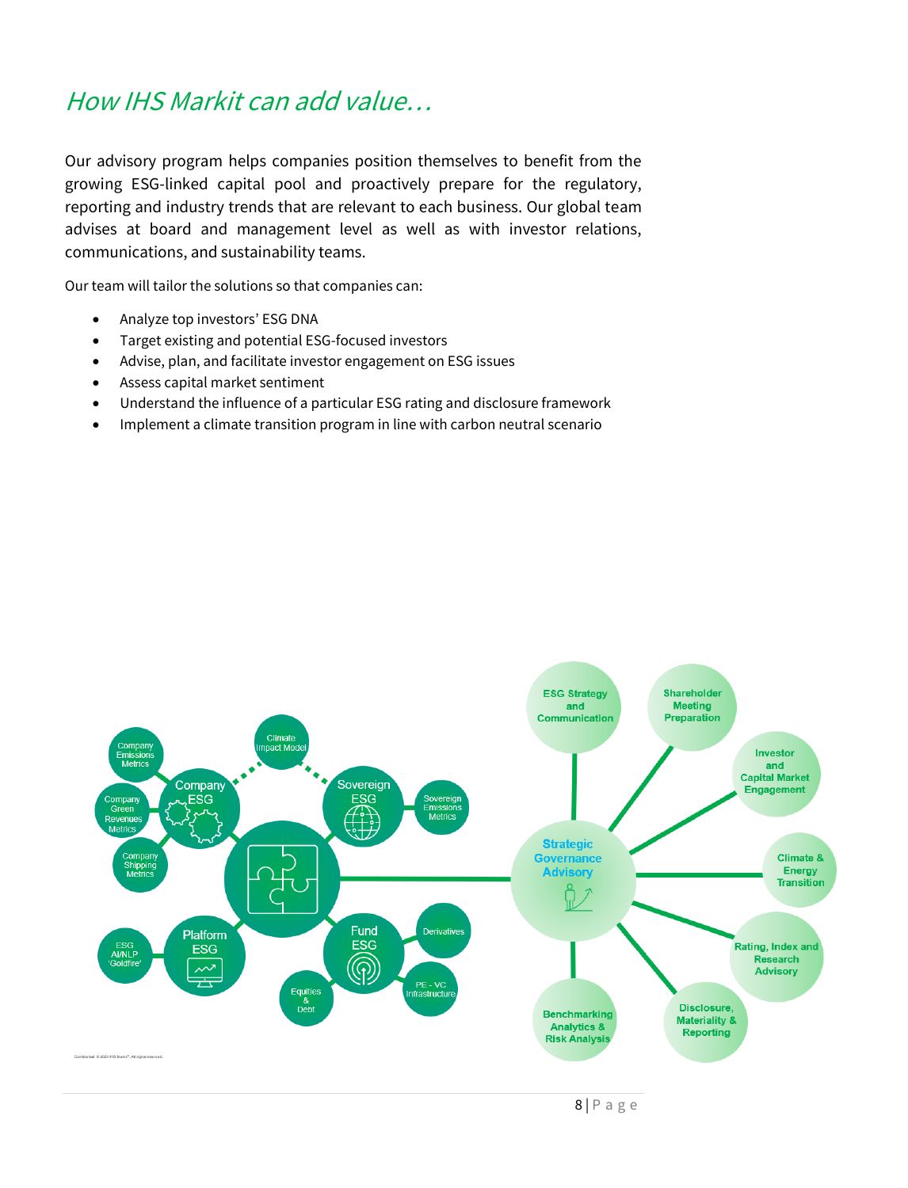# *How IHS Markit can add value…*

Our advisory program helps companies position themselves to benefit from the growing ESG-linked capital pool and proactively prepare for the regulatory, reporting and industry trends that are relevant to each business. Our global team advises at board and management level as well as with investor relations, communications, and sustainability teams.

Our team will tailor the solutions so that companies can:

- Analyze top investors' ESG DNA
- Target existing and potential ESG-focused investors
- Advise, plan, and facilitate investor engagement on ESG issues
- Assess capital market sentiment
- Understand the influence of a particular ESG rating and disclosure framework
- Implement a climate transition program in line with carbon neutral scenario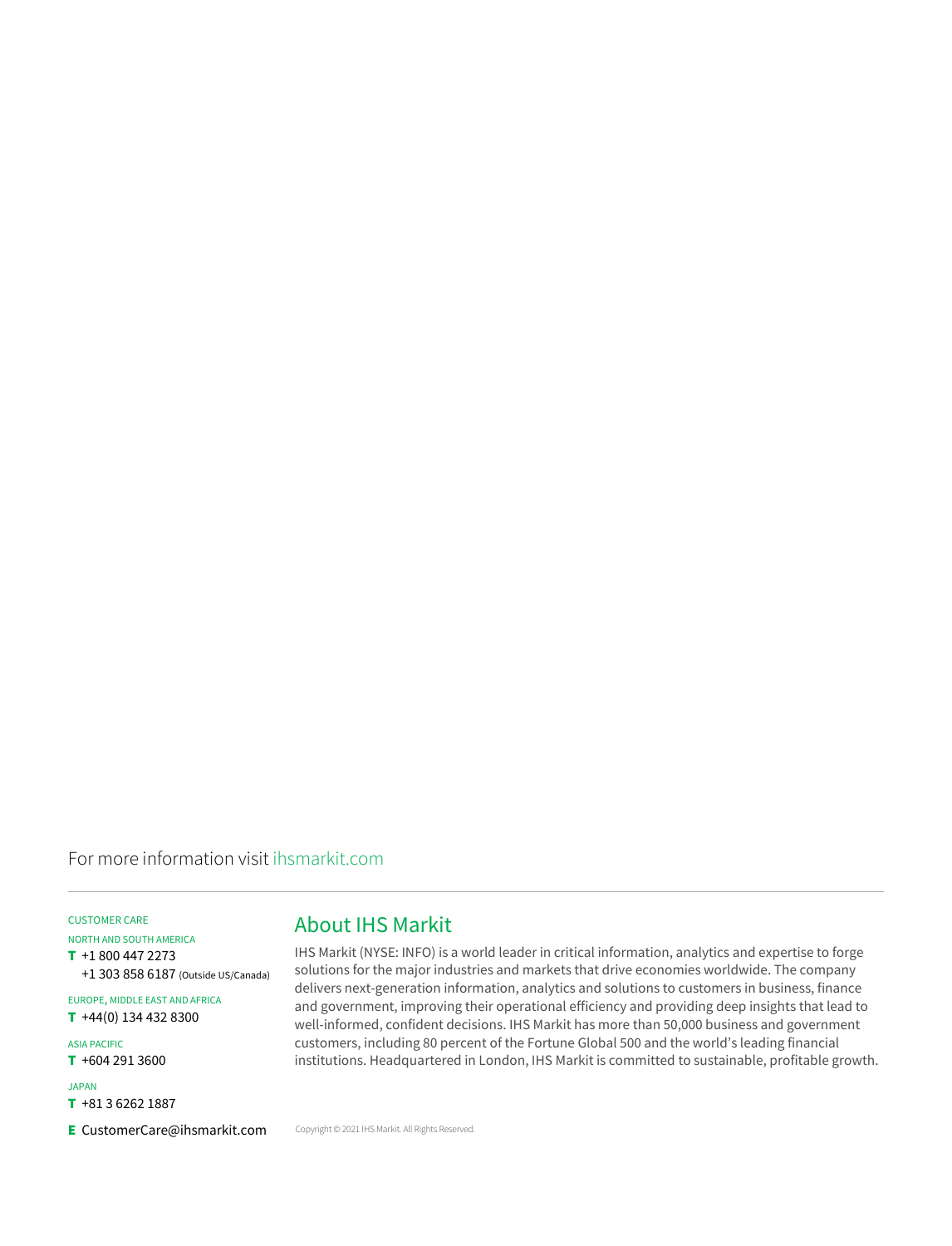For more information visit ihsmarkit.com

CUSTOMER CARE

NORTH AND SOUTH AMERICA

**T** +1 800 447 2273
+1 303 858 6187 (Outside US/Canada)

EUROPE, MIDDLE EAST AND AFRICA

**T** +44(0) 134 432 8300

ASIA PACIFIC

**T** +604 291 3600

JAPAN

**T** +81 3 6262 1887

**E** CustomerCare@ihsmarkit.com

## About IHS Markit

IHS Markit (NYSE: INFO) is a world leader in critical information, analytics and expertise to forge solutions for the major industries and markets that drive economies worldwide. The company delivers next-generation information, analytics and solutions to customers in business, finance and government, improving their operational efficiency and providing deep insights that lead to well-informed, confident decisions. IHS Markit has more than 50,000 business and government customers, including 80 percent of the Fortune Global 500 and the world's leading financial institutions. Headquartered in London, IHS Markit is committed to sustainable, profitable growth.

Copyright © 2021 IHS Markit. All Rights Reserved.